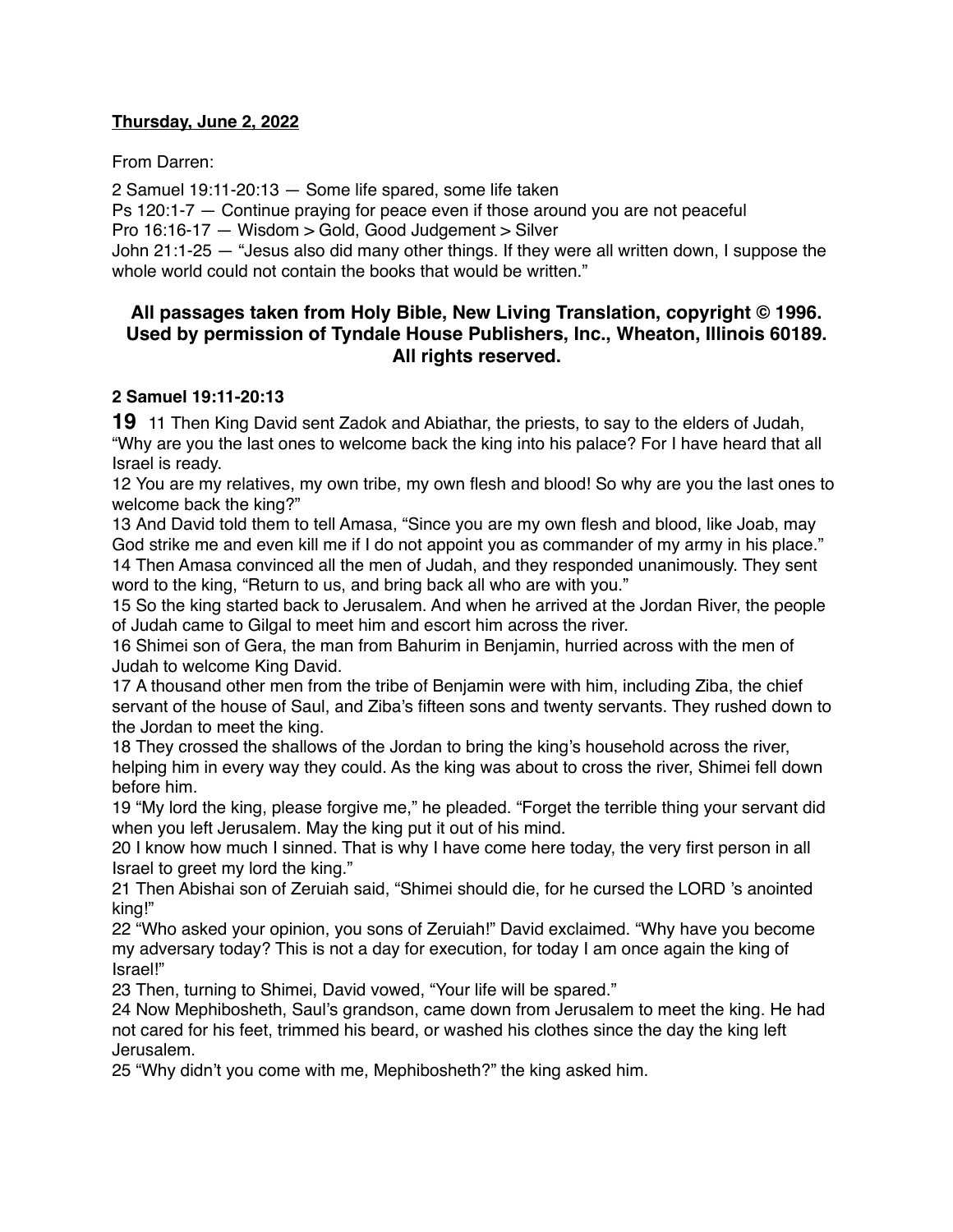**Thursday, June 2, 2022**

From Darren:

2 Samuel 19:11-20:13 — Some life spared, some life taken
Ps 120:1-7 — Continue praying for peace even if those around you are not peaceful
Pro 16:16-17 — Wisdom > Gold, Good Judgement > Silver
John 21:1-25 — "Jesus also did many other things. If they were all written down, I suppose the whole world could not contain the books that would be written."

### All passages taken from Holy Bible, New Living Translation, copyright © 1996. Used by permission of Tyndale House Publishers, Inc., Wheaton, Illinois 60189. All rights reserved.

**2 Samuel 19:11-20:13**

**19** 11 Then King David sent Zadok and Abiathar, the priests, to say to the elders of Judah, "Why are you the last ones to welcome back the king into his palace? For I have heard that all Israel is ready.
12 You are my relatives, my own tribe, my own flesh and blood! So why are you the last ones to welcome back the king?"
13 And David told them to tell Amasa, "Since you are my own flesh and blood, like Joab, may God strike me and even kill me if I do not appoint you as commander of my army in his place."
14 Then Amasa convinced all the men of Judah, and they responded unanimously. They sent word to the king, "Return to us, and bring back all who are with you."
15 So the king started back to Jerusalem. And when he arrived at the Jordan River, the people of Judah came to Gilgal to meet him and escort him across the river.
16 Shimei son of Gera, the man from Bahurim in Benjamin, hurried across with the men of Judah to welcome King David.
17 A thousand other men from the tribe of Benjamin were with him, including Ziba, the chief servant of the house of Saul, and Ziba's fifteen sons and twenty servants. They rushed down to the Jordan to meet the king.
18 They crossed the shallows of the Jordan to bring the king's household across the river, helping him in every way they could. As the king was about to cross the river, Shimei fell down before him.
19 "My lord the king, please forgive me," he pleaded. "Forget the terrible thing your servant did when you left Jerusalem. May the king put it out of his mind.
20 I know how much I sinned. That is why I have come here today, the very first person in all Israel to greet my lord the king."
21 Then Abishai son of Zeruiah said, "Shimei should die, for he cursed the LORD 's anointed king!"
22 "Who asked your opinion, you sons of Zeruiah!" David exclaimed. "Why have you become my adversary today? This is not a day for execution, for today I am once again the king of Israel!"
23 Then, turning to Shimei, David vowed, "Your life will be spared."
24 Now Mephibosheth, Saul's grandson, came down from Jerusalem to meet the king. He had not cared for his feet, trimmed his beard, or washed his clothes since the day the king left Jerusalem.
25 "Why didn't you come with me, Mephibosheth?" the king asked him.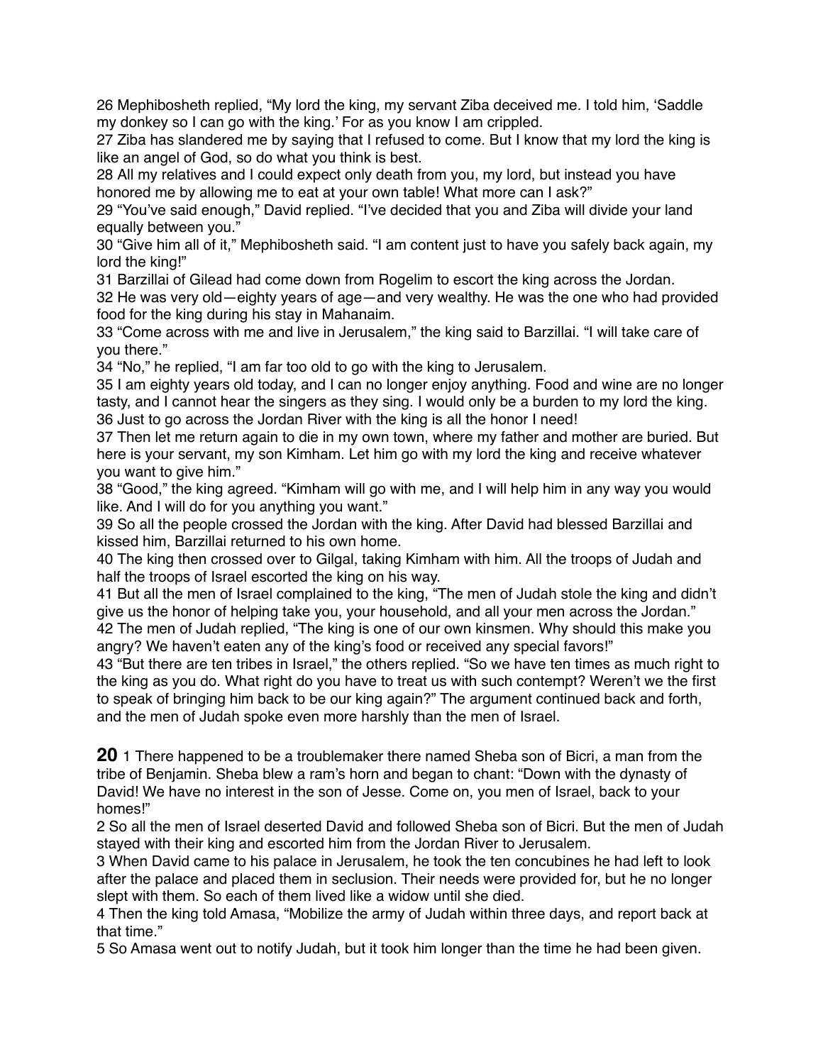26 Mephibosheth replied, “My lord the king, my servant Ziba deceived me. I told him, ‘Saddle my donkey so I can go with the king.’ For as you know I am crippled.
27 Ziba has slandered me by saying that I refused to come. But I know that my lord the king is like an angel of God, so do what you think is best.
28 All my relatives and I could expect only death from you, my lord, but instead you have honored me by allowing me to eat at your own table! What more can I ask?”
29 “You’ve said enough,” David replied. “I’ve decided that you and Ziba will divide your land equally between you.”
30 “Give him all of it,” Mephibosheth said. “I am content just to have you safely back again, my lord the king!”
31 Barzillai of Gilead had come down from Rogelim to escort the king across the Jordan.
32 He was very old—eighty years of age—and very wealthy. He was the one who had provided food for the king during his stay in Mahanaim.
33 “Come across with me and live in Jerusalem,” the king said to Barzillai. “I will take care of you there.”
34 “No,” he replied, “I am far too old to go with the king to Jerusalem.
35 I am eighty years old today, and I can no longer enjoy anything. Food and wine are no longer tasty, and I cannot hear the singers as they sing. I would only be a burden to my lord the king.
36 Just to go across the Jordan River with the king is all the honor I need!
37 Then let me return again to die in my own town, where my father and mother are buried. But here is your servant, my son Kimham. Let him go with my lord the king and receive whatever you want to give him.”
38 “Good,” the king agreed. “Kimham will go with me, and I will help him in any way you would like. And I will do for you anything you want.”
39 So all the people crossed the Jordan with the king. After David had blessed Barzillai and kissed him, Barzillai returned to his own home.
40 The king then crossed over to Gilgal, taking Kimham with him. All the troops of Judah and half the troops of Israel escorted the king on his way.
41 But all the men of Israel complained to the king, “The men of Judah stole the king and didn’t give us the honor of helping take you, your household, and all your men across the Jordan.”
42 The men of Judah replied, “The king is one of our own kinsmen. Why should this make you angry? We haven’t eaten any of the king’s food or received any special favors!”
43 “But there are ten tribes in Israel,” the others replied. “So we have ten times as much right to the king as you do. What right do you have to treat us with such contempt? Weren’t we the first to speak of bringing him back to be our king again?” The argument continued back and forth, and the men of Judah spoke even more harshly than the men of Israel.

**20** 1 There happened to be a troublemaker there named Sheba son of Bicri, a man from the tribe of Benjamin. Sheba blew a ram’s horn and began to chant: “Down with the dynasty of David! We have no interest in the son of Jesse. Come on, you men of Israel, back to your homes!”
2 So all the men of Israel deserted David and followed Sheba son of Bicri. But the men of Judah stayed with their king and escorted him from the Jordan River to Jerusalem.
3 When David came to his palace in Jerusalem, he took the ten concubines he had left to look after the palace and placed them in seclusion. Their needs were provided for, but he no longer slept with them. So each of them lived like a widow until she died.
4 Then the king told Amasa, “Mobilize the army of Judah within three days, and report back at that time.”
5 So Amasa went out to notify Judah, but it took him longer than the time he had been given.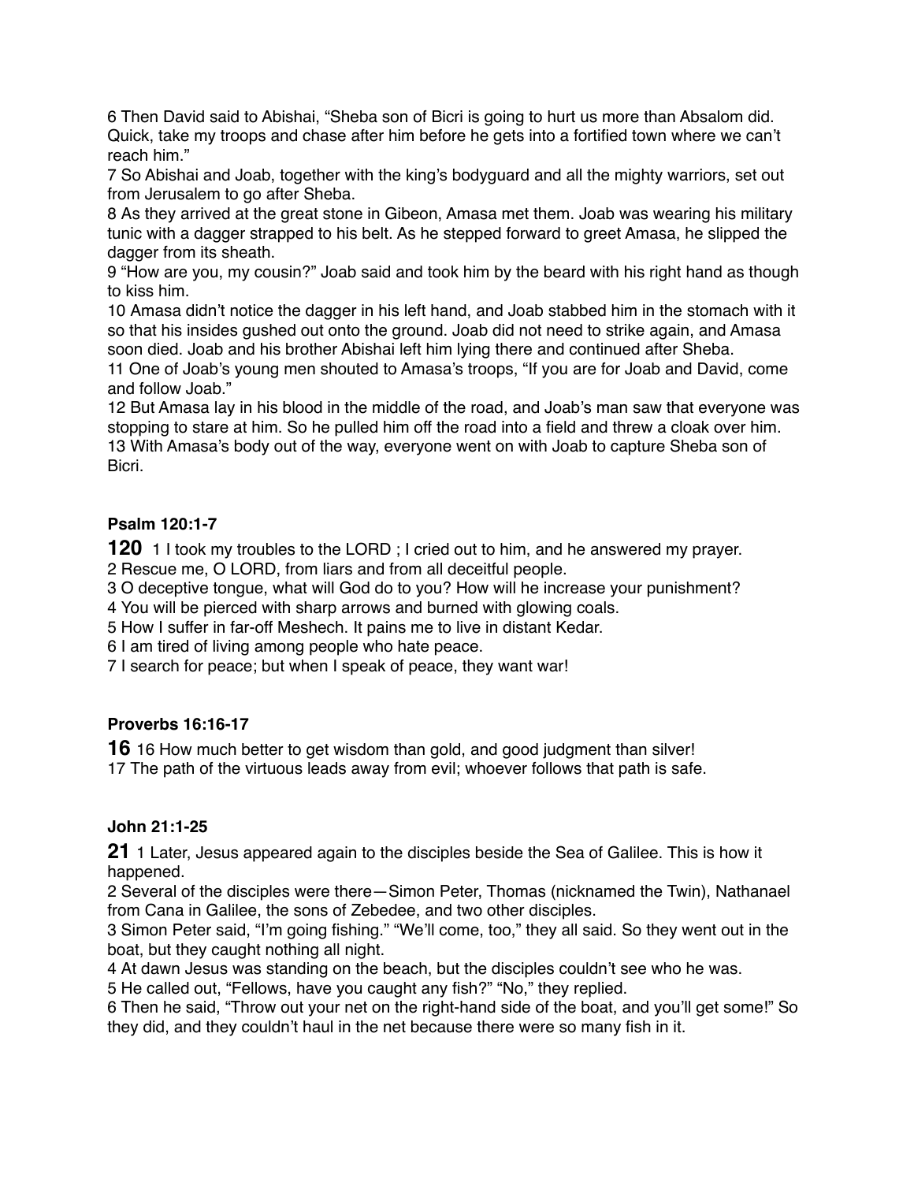6 Then David said to Abishai, “Sheba son of Bicri is going to hurt us more than Absalom did. Quick, take my troops and chase after him before he gets into a fortified town where we can’t reach him.”
7 So Abishai and Joab, together with the king’s bodyguard and all the mighty warriors, set out from Jerusalem to go after Sheba.
8 As they arrived at the great stone in Gibeon, Amasa met them. Joab was wearing his military tunic with a dagger strapped to his belt. As he stepped forward to greet Amasa, he slipped the dagger from its sheath.
9 “How are you, my cousin?” Joab said and took him by the beard with his right hand as though to kiss him.
10 Amasa didn’t notice the dagger in his left hand, and Joab stabbed him in the stomach with it so that his insides gushed out onto the ground. Joab did not need to strike again, and Amasa soon died. Joab and his brother Abishai left him lying there and continued after Sheba.
11 One of Joab’s young men shouted to Amasa’s troops, “If you are for Joab and David, come and follow Joab.”
12 But Amasa lay in his blood in the middle of the road, and Joab’s man saw that everyone was stopping to stare at him. So he pulled him off the road into a field and threw a cloak over him.
13 With Amasa’s body out of the way, everyone went on with Joab to capture Sheba son of Bicri.

**Psalm 120:1-7**

**120** 1 I took my troubles to the LORD ; I cried out to him, and he answered my prayer.
2 Rescue me, O LORD, from liars and from all deceitful people.
3 O deceptive tongue, what will God do to you? How will he increase your punishment?
4 You will be pierced with sharp arrows and burned with glowing coals.
5 How I suffer in far-off Meshech. It pains me to live in distant Kedar.
6 I am tired of living among people who hate peace.
7 I search for peace; but when I speak of peace, they want war!

**Proverbs 16:16-17**

**16** 16 How much better to get wisdom than gold, and good judgment than silver!
17 The path of the virtuous leads away from evil; whoever follows that path is safe.

**John 21:1-25**

**21** 1 Later, Jesus appeared again to the disciples beside the Sea of Galilee. This is how it happened.
2 Several of the disciples were there—Simon Peter, Thomas (nicknamed the Twin), Nathanael from Cana in Galilee, the sons of Zebedee, and two other disciples.
3 Simon Peter said, “I’m going fishing.” “We’ll come, too,” they all said. So they went out in the boat, but they caught nothing all night.
4 At dawn Jesus was standing on the beach, but the disciples couldn’t see who he was.
5 He called out, “Fellows, have you caught any fish?” “No,” they replied.
6 Then he said, “Throw out your net on the right-hand side of the boat, and you’ll get some!” So they did, and they couldn’t haul in the net because there were so many fish in it.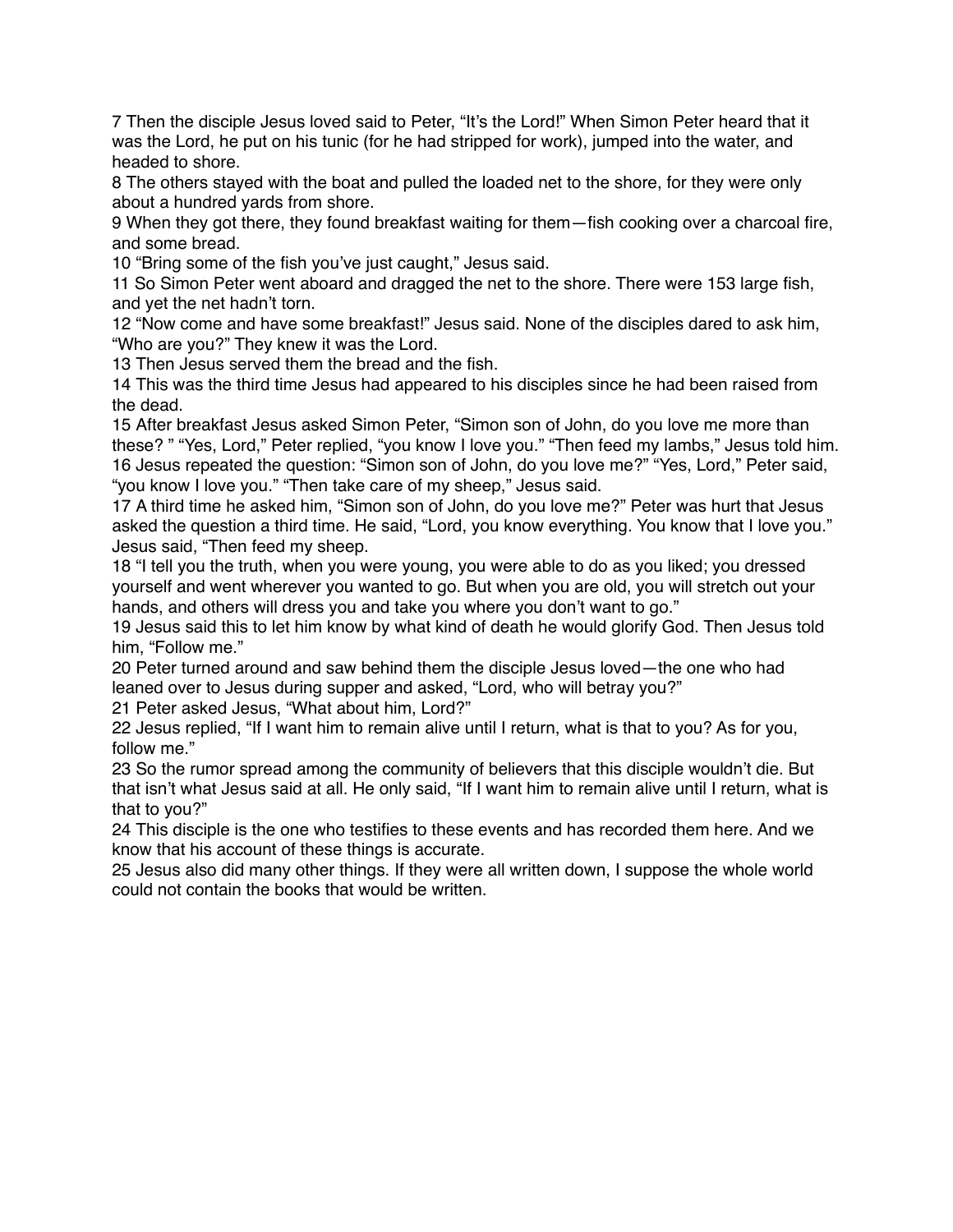7 Then the disciple Jesus loved said to Peter, "It's the Lord!" When Simon Peter heard that it was the Lord, he put on his tunic (for he had stripped for work), jumped into the water, and headed to shore.
8 The others stayed with the boat and pulled the loaded net to the shore, for they were only about a hundred yards from shore.
9 When they got there, they found breakfast waiting for them—fish cooking over a charcoal fire, and some bread.
10 "Bring some of the fish you've just caught," Jesus said.
11 So Simon Peter went aboard and dragged the net to the shore. There were 153 large fish, and yet the net hadn't torn.
12 "Now come and have some breakfast!" Jesus said. None of the disciples dared to ask him, "Who are you?" They knew it was the Lord.
13 Then Jesus served them the bread and the fish.
14 This was the third time Jesus had appeared to his disciples since he had been raised from the dead.
15 After breakfast Jesus asked Simon Peter, "Simon son of John, do you love me more than these? " "Yes, Lord," Peter replied, "you know I love you." "Then feed my lambs," Jesus told him.
16 Jesus repeated the question: "Simon son of John, do you love me?" "Yes, Lord," Peter said, "you know I love you." "Then take care of my sheep," Jesus said.
17 A third time he asked him, "Simon son of John, do you love me?" Peter was hurt that Jesus asked the question a third time. He said, "Lord, you know everything. You know that I love you." Jesus said, "Then feed my sheep.
18 "I tell you the truth, when you were young, you were able to do as you liked; you dressed yourself and went wherever you wanted to go. But when you are old, you will stretch out your hands, and others will dress you and take you where you don't want to go."
19 Jesus said this to let him know by what kind of death he would glorify God. Then Jesus told him, "Follow me."
20 Peter turned around and saw behind them the disciple Jesus loved—the one who had leaned over to Jesus during supper and asked, "Lord, who will betray you?"
21 Peter asked Jesus, "What about him, Lord?"
22 Jesus replied, "If I want him to remain alive until I return, what is that to you? As for you, follow me."
23 So the rumor spread among the community of believers that this disciple wouldn't die. But that isn't what Jesus said at all. He only said, "If I want him to remain alive until I return, what is that to you?"
24 This disciple is the one who testifies to these events and has recorded them here. And we know that his account of these things is accurate.
25 Jesus also did many other things. If they were all written down, I suppose the whole world could not contain the books that would be written.